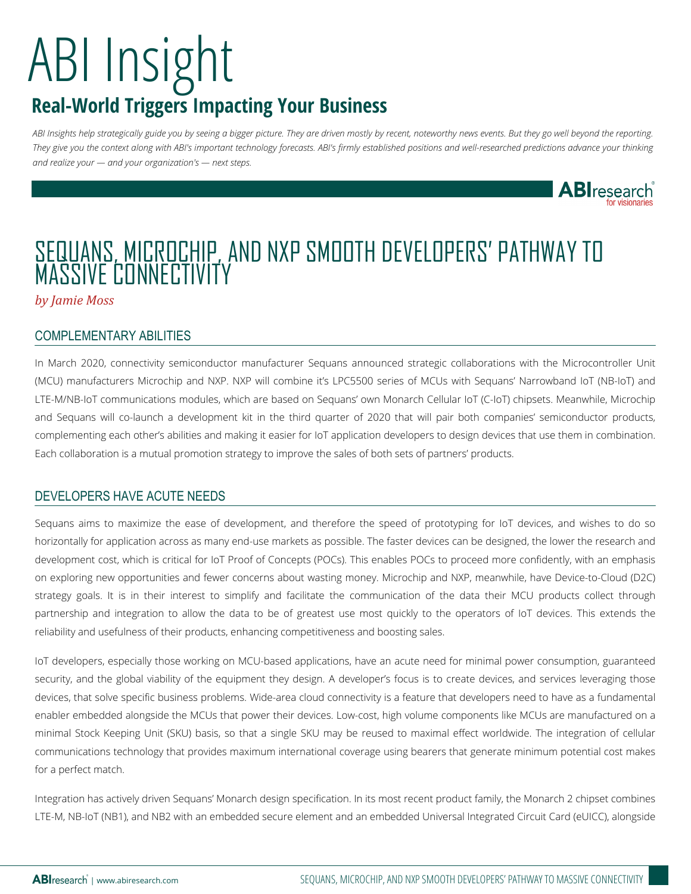# ABI Insight

## Real-World Triggers Impacting Your Business

*ABI Insights help strategically guide you by seeing a bigger picture. They are driven mostly by recent, noteworthy news events. But they go well beyond the reporting. They give you the context along with ABI's important technology forecasts. ABI's firmly established positions and well-researched predictions advance your thinking and realize your — and your organization's — next steps.*

# SEQUANS, MICROCHIP, AND NXP SMOOTH DEVELOPERS' PATHWAY TO MASSIVE CONNECTIVITY

*by Jamie Moss*

## COMPLEMENTARY ABILITIES

In March 2020, connectivity semiconductor manufacturer Sequans announced strategic collaborations with the Microcontroller Unit (MCU) manufacturers Microchip and NXP. NXP will combine it's LPC5500 series of MCUs with Sequans' Narrowband IoT (NB-IoT) and LTE-M/NB-IoT communications modules, which are based on Sequans' own Monarch Cellular IoT (C-IoT) chipsets. Meanwhile, Microchip and Sequans will co-launch a development kit in the third quarter of 2020 that will pair both companies' semiconductor products, complementing each other's abilities and making it easier for IoT application developers to design devices that use them in combination. Each collaboration is a mutual promotion strategy to improve the sales of both sets of partners' products.

## DEVELOPERS HAVE ACUTE NEEDS

Sequans aims to maximize the ease of development, and therefore the speed of prototyping for IoT devices, and wishes to do so horizontally for application across as many end-use markets as possible. The faster devices can be designed, the lower the research and development cost, which is critical for IoT Proof of Concepts (POCs). This enables POCs to proceed more confidently, with an emphasis on exploring new opportunities and fewer concerns about wasting money. Microchip and NXP, meanwhile, have Device-to-Cloud (D2C) strategy goals. It is in their interest to simplify and facilitate the communication of the data their MCU products collect through partnership and integration to allow the data to be of greatest use most quickly to the operators of IoT devices. This extends the reliability and usefulness of their products, enhancing competitiveness and boosting sales.

IoT developers, especially those working on MCU-based applications, have an acute need for minimal power consumption, guaranteed security, and the global viability of the equipment they design. A developer's focus is to create devices, and services leveraging those devices, that solve specific business problems. Wide-area cloud connectivity is a feature that developers need to have as a fundamental enabler embedded alongside the MCUs that power their devices. Low-cost, high volume components like MCUs are manufactured on a minimal Stock Keeping Unit (SKU) basis, so that a single SKU may be reused to maximal effect worldwide. The integration of cellular communications technology that provides maximum international coverage using bearers that generate minimum potential cost makes for a perfect match.

Integration has actively driven Sequans' Monarch design specification. In its most recent product family, the Monarch 2 chipset combines LTE-M, NB-IoT (NB1), and NB2 with an embedded secure element and an embedded Universal Integrated Circuit Card (eUICC), alongside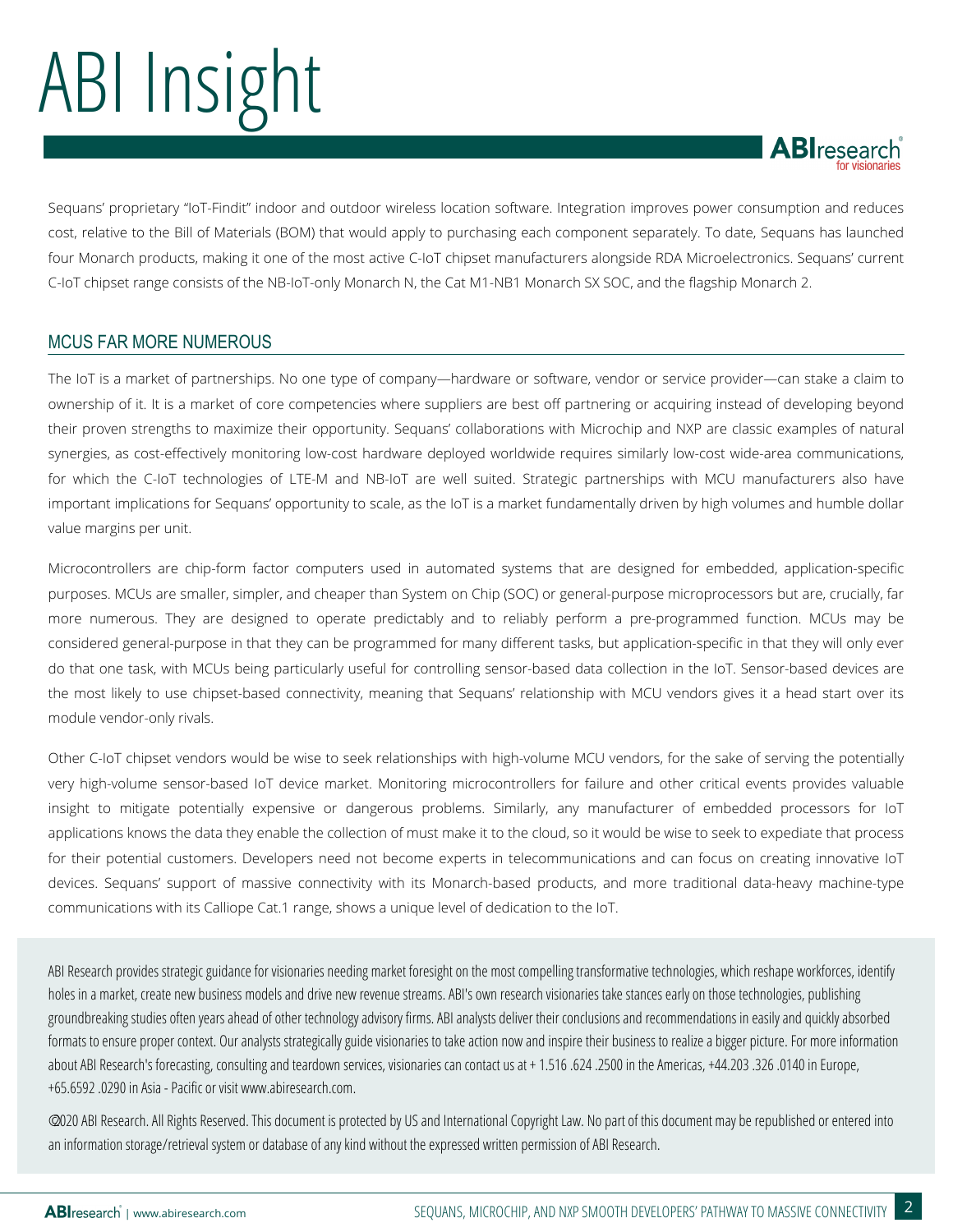Sequans' proprietary "IoT-Findit" indoor and outdoor wireless location software. Integration improves power consumption and reduces cost, relative to the Bill of Materials (BOM) that would apply to purchasing each component separately. To date, Sequans has launched four Monarch products, making it one of the most active C-IoT chipset manufacturers alongside RDA Microelectronics. Sequans' current C-IoT chipset range consists of the NB-IoT-only Monarch N, the Cat M1-NB1 Monarch SX SOC, and the flagship Monarch 2.

## MCUS FAR MORE NUMEROUS

The IoT is a market of partnerships. No one type of company—hardware or software, vendor or service provider—can stake a claim to ownership of it. It is a market of core competencies where suppliers are best off partnering or acquiring instead of developing beyond their proven strengths to maximize their opportunity. Sequans' collaborations with Microchip and NXP are classic examples of natural synergies, as cost-effectively monitoring low-cost hardware deployed worldwide requires similarly low-cost wide-area communications, for which the C-IoT technologies of LTE-M and NB-IoT are well suited. Strategic partnerships with MCU manufacturers also have important implications for Sequans' opportunity to scale, as the IoT is a market fundamentally driven by high volumes and humble dollar value margins per unit.

Microcontrollers are chip-form factor computers used in automated systems that are designed for embedded, application-specific purposes. MCUs are smaller, simpler, and cheaper than System on Chip (SOC) or general-purpose microprocessors but are, crucially, far more numerous. They are designed to operate predictably and to reliably perform a pre-programmed function. MCUs may be considered general-purpose in that they can be programmed for many different tasks, but application-specific in that they will only ever do that one task, with MCUs being particularly useful for controlling sensor-based data collection in the IoT. Sensor-based devices are the most likely to use chipset-based connectivity, meaning that Sequans' relationship with MCU vendors gives it a head start over its module vendor-only rivals.

Other C-IoT chipset vendors would be wise to seek relationships with high-volume MCU vendors, for the sake of serving the potentially very high-volume sensor-based IoT device market. Monitoring microcontrollers for failure and other critical events provides valuable insight to mitigate potentially expensive or dangerous problems. Similarly, any manufacturer of embedded processors for IoT applications knows the data they enable the collection of must make it to the cloud, so it would be wise to seek to expediate that process for their potential customers. Developers need not become experts in telecommunications and can focus on creating innovative IoT devices. Sequans' support of massive connectivity with its Monarch-based products, and more traditional data-heavy machine-type communications with its Calliope Cat.1 range, shows a unique level of dedication to the IoT.

ABI Research provides strategic guidance for visionaries needing market foresight on the most compelling transformative technologies, which reshape workforces, identify holes in a market, create new business models and drive new revenue streams. ABI's own research visionaries take stances early on those technologies, publishing groundbreaking studies often years ahead of other technology advisory firms. ABI analysts deliver their conclusions and recommendations in easily and quickly absorbed formats to ensure proper context. Our analysts strategically guide visionaries to take action now and inspire their business to realize a bigger picture. For more information about ABI Research's forecasting, consulting and teardown services, visionaries can contact us at + 1.516 .624 .2500 in the Americas, +44.203 .326 .0140 in Europe, +65.6592 .0290 in Asia - Pacific or visit www.abiresearch.com.

©2020 ABI Research. All Rights Reserved. This document is protected by US and International Copyright Law. No part of this document may be republished or entered into an information storage/retrieval system or database of any kind without the expressed written permission of ABI Research.